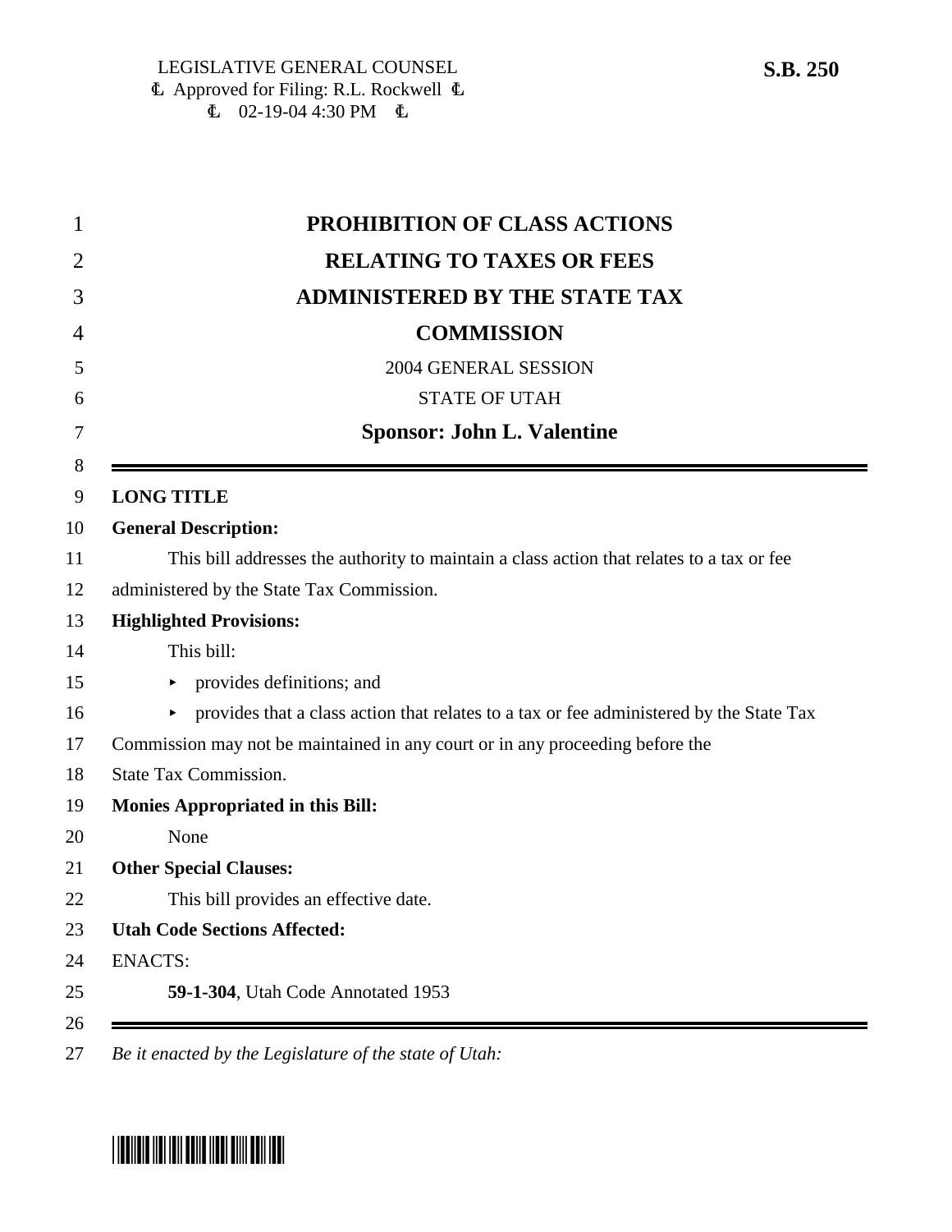LEGISLATIVE GENERAL COUNSEL
₵ Approved for Filing: R.L. Rockwell ₵
₵ 02-19-04 4:30 PM ₵

**S.B. 250**

# PROHIBITION OF CLASS ACTIONS RELATING TO TAXES OR FEES ADMINISTERED BY THE STATE TAX COMMISSION

2004 GENERAL SESSION

STATE OF UTAH

**Sponsor: John L. Valentine**

---

**LONG TITLE**

**General Description:**

This bill addresses the authority to maintain a class action that relates to a tax or fee administered by the State Tax Commission.

**Highlighted Provisions:**

This bill:

- provides definitions; and
- provides that a class action that relates to a tax or fee administered by the State Tax Commission may not be maintained in any court or in any proceeding before the State Tax Commission.

**Monies Appropriated in this Bill:**

None

**Other Special Clauses:**

This bill provides an effective date.

**Utah Code Sections Affected:**

ENACTS:

**59-1-304**, Utah Code Annotated 1953

---

*Be it enacted by the Legislature of the state of Utah:*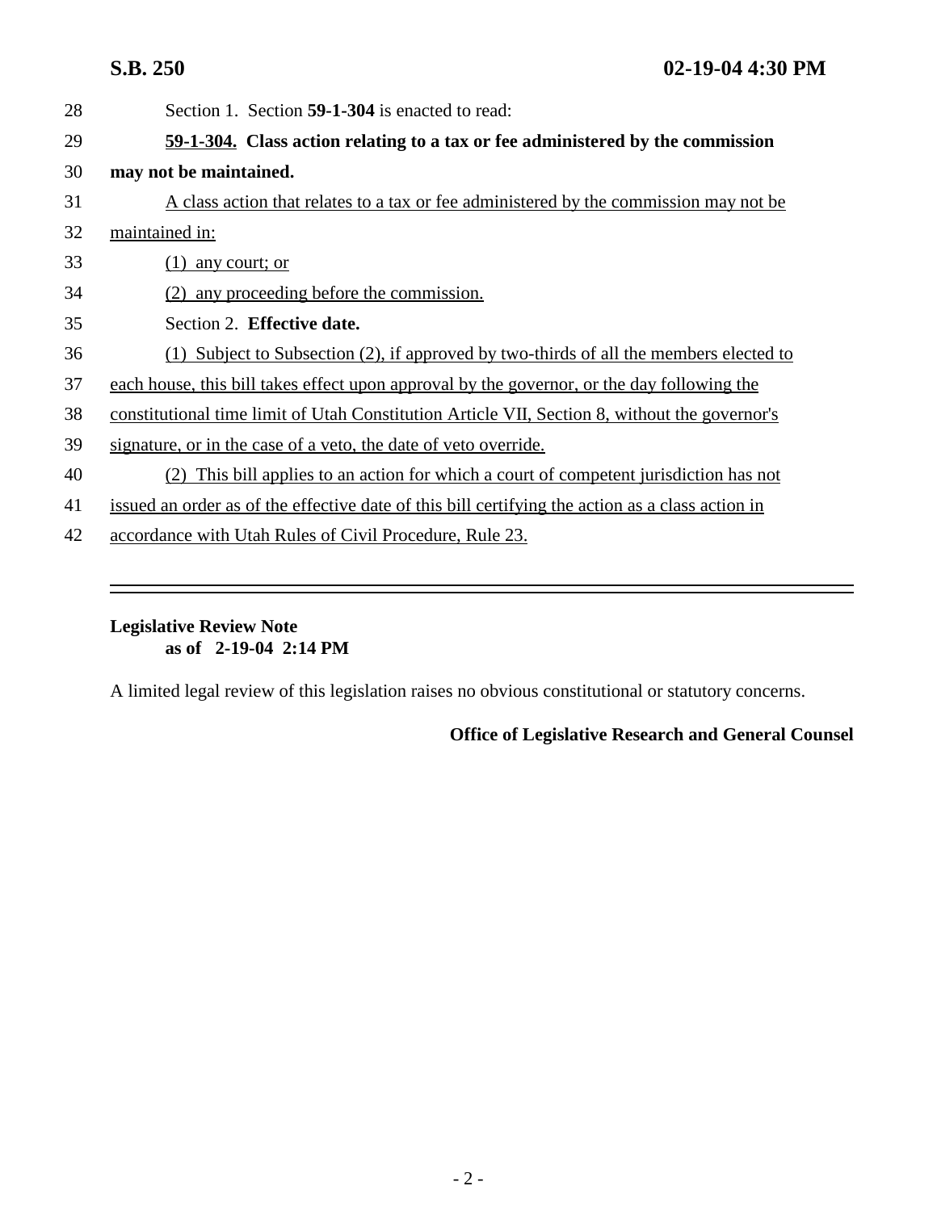Section 1. Section **59-1-304** is enacted to read:

**59-1-304. Class action relating to a tax or fee administered by the commission may not be maintained.**

A class action that relates to a tax or fee administered by the commission may not be maintained in:

(1) any court; or

(2) any proceeding before the commission.

Section 2. **Effective date.**

(1) Subject to Subsection (2), if approved by two-thirds of all the members elected to each house, this bill takes effect upon approval by the governor, or the day following the constitutional time limit of Utah Constitution Article VII, Section 8, without the governor's signature, or in the case of a veto, the date of veto override.

(2) This bill applies to an action for which a court of competent jurisdiction has not issued an order as of the effective date of this bill certifying the action as a class action in accordance with Utah Rules of Civil Procedure, Rule 23.

---

**Legislative Review Note**
**as of 2-19-04 2:14 PM**

A limited legal review of this legislation raises no obvious constitutional or statutory concerns.

**Office of Legislative Research and General Counsel**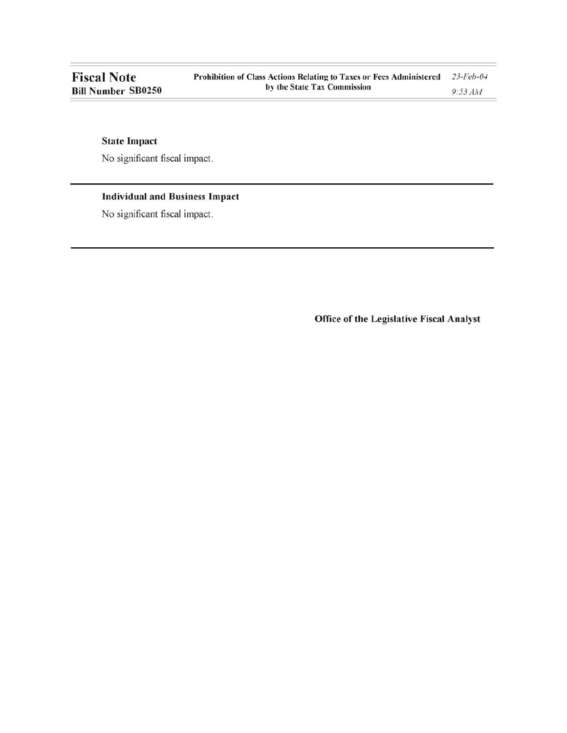**Fiscal Note**
**Bill Number SB0250**

**Prohibition of Class Actions Relating to Taxes or Fees Administered by the State Tax Commission**

*23-Feb-04*
*9:53 AM*

### State Impact

No significant fiscal impact.

---

### Individual and Business Impact

No significant fiscal impact.

---

**Office of the Legislative Fiscal Analyst**